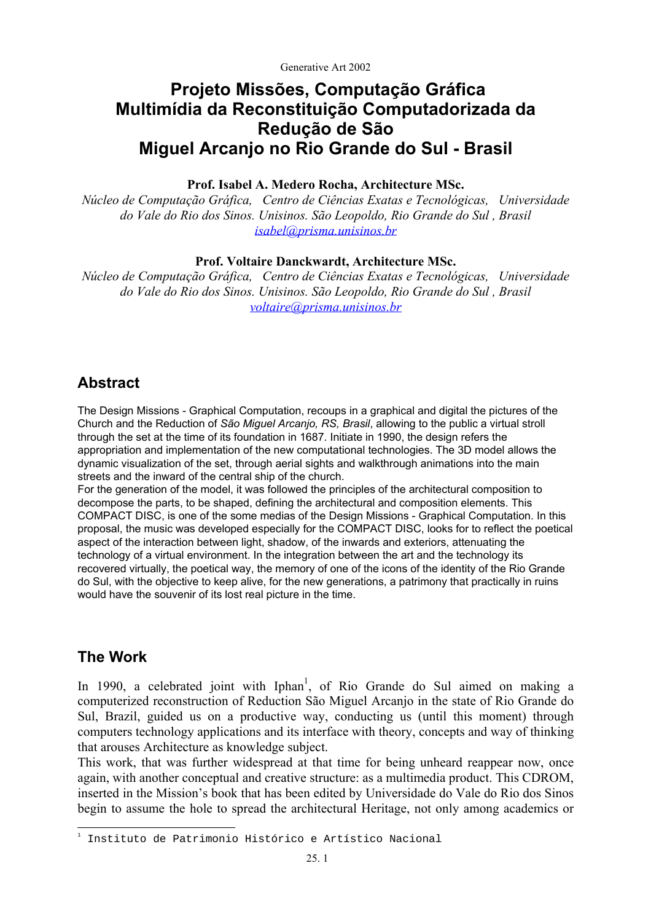# Projeto Missões, Computação Gráfica Multimídia da Reconstituição Computadorizada da Redução de São Miguel Arcanjo no Rio Grande do Sul - Brasil

**Prof. Isabel A. Medero Rocha, Architecture MSc.**

*Núcleo de Computação Gráfica, Centro de Ciências Exatas e Tecnológicas, Universidade do Vale do Rio dos Sinos. Unisinos. São Leopoldo, Rio Grande do Sul , Brasil*

*isabel@prisma.unisinos.br*

**Prof. Voltaire Danckwardt, Architecture MSc.**

*Núcleo de Computação Gráfica, Centro de Ciências Exatas e Tecnológicas, Universidade do Vale do Rio dos Sinos. Unisinos. São Leopoldo, Rio Grande do Sul , Brasil*

*voltaire@prisma.unisinos.br*

## Abstract

The Design Missions - Graphical Computation, recoups in a graphical and digital the pictures of the Church and the Reduction of *São Miguel Arcanjo, RS, Brasil*, allowing to the public a virtual stroll through the set at the time of its foundation in 1687. Initiate in 1990, the design refers the appropriation and implementation of the new computational technologies. The 3D model allows the dynamic visualization of the set, through aerial sights and walkthrough animations into the main streets and the inward of the central ship of the church.

For the generation of the model, it was followed the principles of the architectural composition to decompose the parts, to be shaped, defining the architectural and composition elements. This COMPACT DISC, is one of the some medias of the Design Missions - Graphical Computation. In this proposal, the music was developed especially for the COMPACT DISC, looks for to reflect the poetical aspect of the interaction between light, shadow, of the inwards and exteriors, attenuating the technology of a virtual environment. In the integration between the art and the technology its recovered virtually, the poetical way, the memory of one of the icons of the identity of the Rio Grande do Sul, with the objective to keep alive, for the new generations, a patrimony that practically in ruins would have the souvenir of its lost real picture in the time.

## The Work

In 1990, a celebrated joint with Iphan[1], of Rio Grande do Sul aimed on making a computerized reconstruction of Reduction São Miguel Arcanjo in the state of Rio Grande do Sul, Brazil, guided us on a productive way, conducting us (until this moment) through computers technology applications and its interface with theory, concepts and way of thinking that arouses Architecture as knowledge subject.

This work, that was further widespread at that time for being unheard reappear now, once again, with another conceptual and creative structure: as a multimedia product. This CDROM, inserted in the Mission's book that has been edited by Universidade do Vale do Rio dos Sinos begin to assume the hole to spread the architectural Heritage, not only among academics or

[1] Instituto de Patrimonio Histórico e Artístico Nacional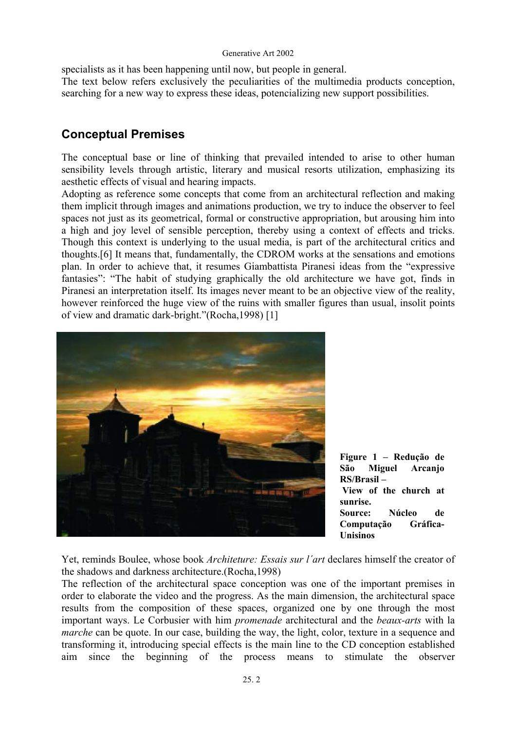specialists as it has been happening until now, but people in general.
The text below refers exclusively the peculiarities of the multimedia products conception, searching for a new way to express these ideas, potencializing new support possibilities.

## Conceptual Premises

The conceptual base or line of thinking that prevailed intended to arise to other human sensibility levels through artistic, literary and musical resorts utilization, emphasizing its aesthetic effects of visual and hearing impacts.
Adopting as reference some concepts that come from an architectural reflection and making them implicit through images and animations production, we try to induce the observer to feel spaces not just as its geometrical, formal or constructive appropriation, but arousing him into a high and joy level of sensible perception, thereby using a context of effects and tricks. Though this context is underlying to the usual media, is part of the architectural critics and thoughts.[6] It means that, fundamentally, the CDROM works at the sensations and emotions plan. In order to achieve that, it resumes Giambattista Piranesi ideas from the "expressive fantasies": "The habit of studying graphically the old architecture we have got, finds in Piranesi an interpretation itself. Its images never meant to be an objective view of the reality, however reinforced the huge view of the ruins with smaller figures than usual, insolit points of view and dramatic dark-bright."(Rocha,1998) [1]

**Figure 1 – Redução de São Miguel Arcanjo RS/Brasil – View of the church at sunrise. Source: Núcleo de Computação Gráfica-Unisinos**

Yet, reminds Boulee, whose book *Architeture: Essais sur l´art* declares himself the creator of the shadows and darkness architecture.(Rocha,1998)
The reflection of the architectural space conception was one of the important premises in order to elaborate the video and the progress. As the main dimension, the architectural space results from the composition of these spaces, organized one by one through the most important ways. Le Corbusier with him *promenade* architectural and the *beaux-arts* with la *marche* can be quote. In our case, building the way, the light, color, texture in a sequence and transforming it, introducing special effects is the main line to the CD conception established aim since the beginning of the process means to stimulate the observer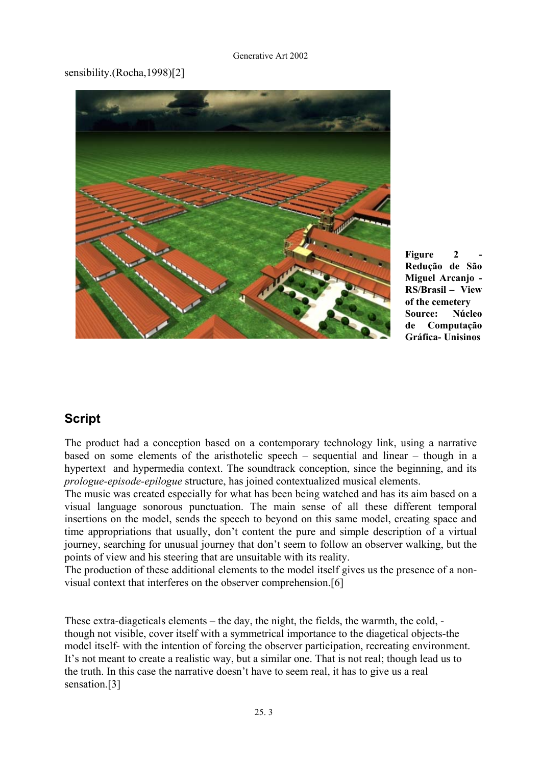sensibility.(Rocha,1998)[2]

**Figure 2 - Redução de São Miguel Arcanjo - RS/Brasil – View of the cemetery Source: Núcleo de Computação Gráfica- Unisinos**

## Script

The product had a conception based on a contemporary technology link, using a narrative based on some elements of the aristhotelic speech – sequential and linear – though in a hypertext and hypermedia context. The soundtrack conception, since the beginning, and its *prologue-episode-epilogue* structure, has joined contextualized musical elements.

The music was created especially for what has been being watched and has its aim based on a visual language sonorous punctuation. The main sense of all these different temporal insertions on the model, sends the speech to beyond on this same model, creating space and time appropriations that usually, don't content the pure and simple description of a virtual journey, searching for unusual journey that don't seem to follow an observer walking, but the points of view and his steering that are unsuitable with its reality.

The production of these additional elements to the model itself gives us the presence of a non-visual context that interferes on the observer comprehension.[6]

These extra-diageticals elements – the day, the night, the fields, the warmth, the cold, - though not visible, cover itself with a symmetrical importance to the diagetical objects-the model itself- with the intention of forcing the observer participation, recreating environment. It's not meant to create a realistic way, but a similar one. That is not real; though lead us to the truth. In this case the narrative doesn't have to seem real, it has to give us a real sensation.[3]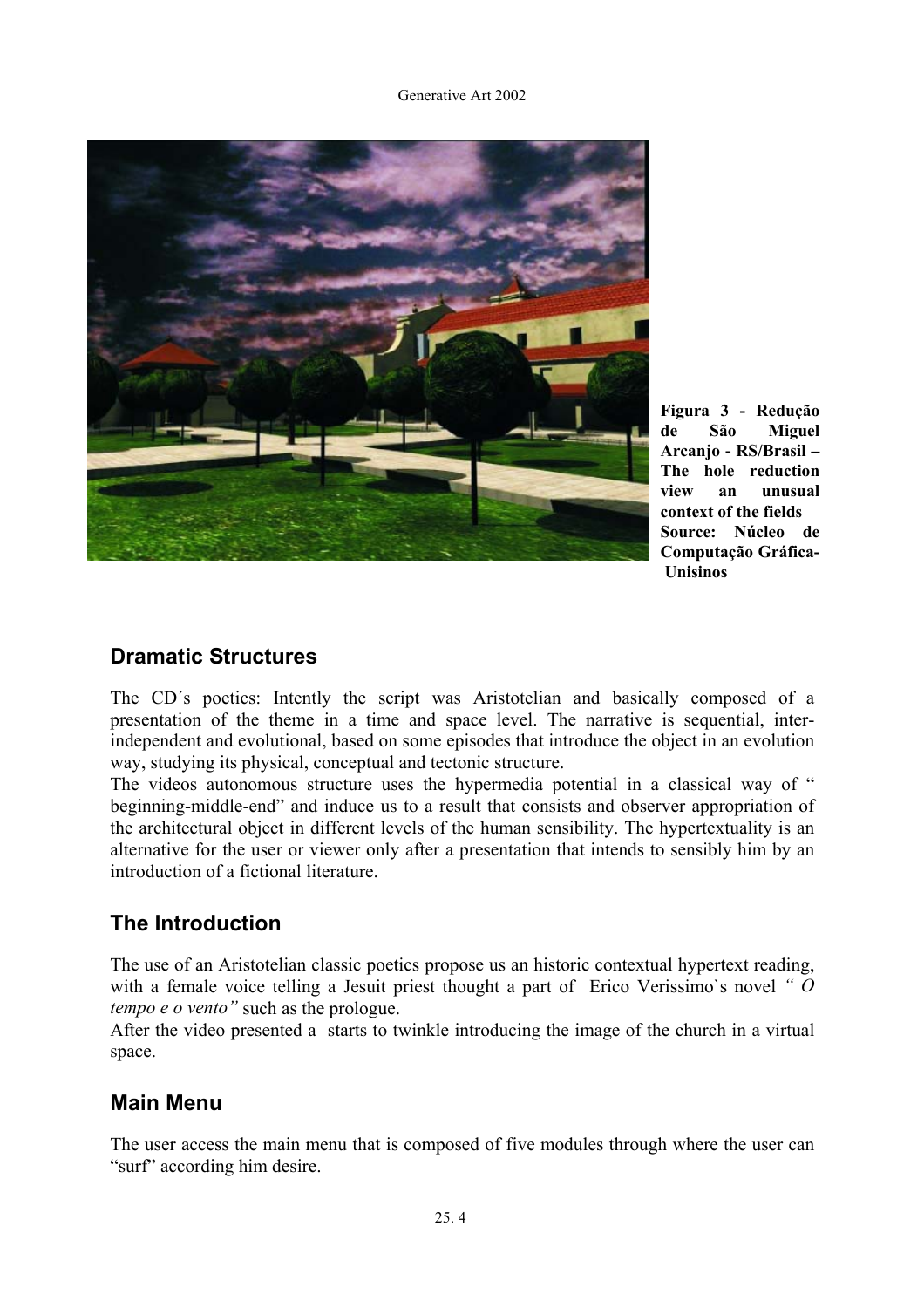**Figura 3 - Redução de São Miguel Arcanjo - RS/Brasil – The hole reduction view an unusual context of the fields Source: Núcleo de Computação Gráfica- Unisinos**

## Dramatic Structures

The CD´s poetics: Intently the script was Aristotelian and basically composed of a presentation of the theme in a time and space level. The narrative is sequential, inter-independent and evolutional, based on some episodes that introduce the object in an evolution way, studying its physical, conceptual and tectonic structure.
The videos autonomous structure uses the hypermedia potential in a classical way of " beginning-middle-end" and induce us to a result that consists and observer appropriation of the architectural object in different levels of the human sensibility. The hypertextuality is an alternative for the user or viewer only after a presentation that intends to sensibly him by an introduction of a fictional literature.

## The Introduction

The use of an Aristotelian classic poetics propose us an historic contextual hypertext reading, with a female voice telling a Jesuit priest thought a part of Erico Verissimo`s novel *" O tempo e o vento"* such as the prologue.
After the video presented a starts to twinkle introducing the image of the church in a virtual space.

## Main Menu

The user access the main menu that is composed of five modules through where the user can "surf" according him desire.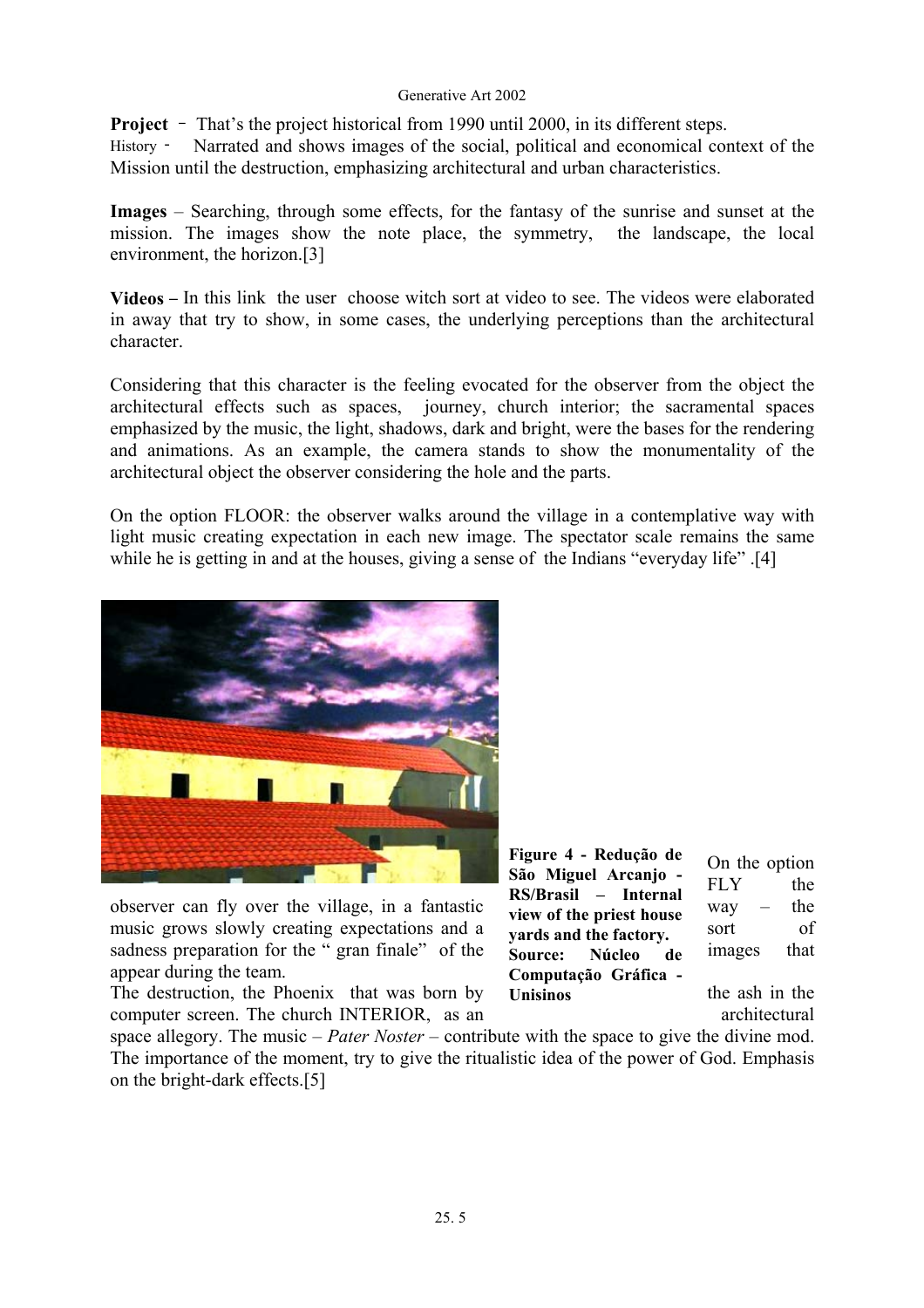**Project** – That's the project historical from 1990 until 2000, in its different steps.
History - Narrated and shows images of the social, political and economical context of the Mission until the destruction, emphasizing architectural and urban characteristics.

**Images** – Searching, through some effects, for the fantasy of the sunrise and sunset at the mission. The images show the note place, the symmetry, the landscape, the local environment, the horizon.[3]

**Videos –** In this link the user choose witch sort at video to see. The videos were elaborated in away that try to show, in some cases, the underlying perceptions than the architectural character.

Considering that this character is the feeling evocated for the observer from the object the architectural effects such as spaces, journey, church interior; the sacramental spaces emphasized by the music, the light, shadows, dark and bright, were the bases for the rendering and animations. As an example, the camera stands to show the monumentality of the architectural object the observer considering the hole and the parts.

On the option FLOOR: the observer walks around the village in a contemplative way with light music creating expectation in each new image. The spectator scale remains the same while he is getting in and at the houses, giving a sense of the Indians "everyday life" .[4]

**Figure 4 - Redução de São Miguel Arcanjo - RS/Brasil – Internal view of the priest house yards and the factory. Source: Núcleo de Computação Gráfica - Unisinos**

On the option FLY the observer can fly over the village, in a fantastic music grows slowly creating expectations and a sadness preparation for the " gran finale" of the way – the sort of images that appear during the team.
The destruction, the Phoenix that was born by the ash in the computer screen. The church INTERIOR, as an architectural space allegory. The music – *Pater Noster* – contribute with the space to give the divine mod. The importance of the moment, try to give the ritualistic idea of the power of God. Emphasis on the bright-dark effects.[5]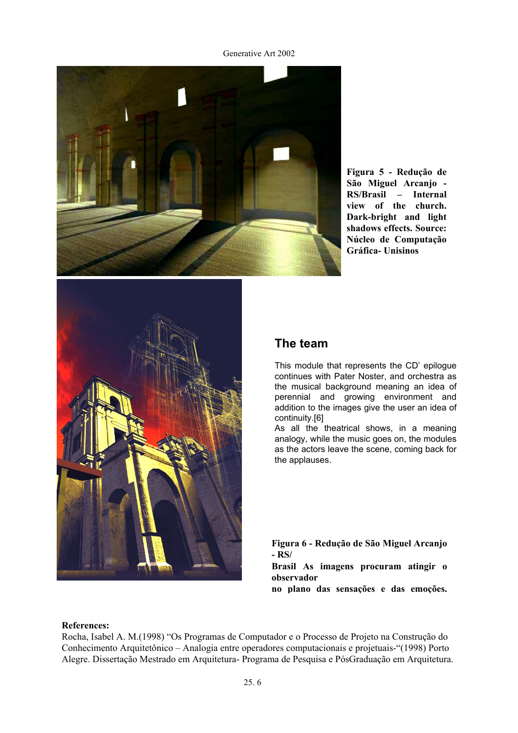**Figura 5 - Redução de São Miguel Arcanjo - RS/Brasil – Internal view of the church. Dark-bright and light shadows effects. Source: Núcleo de Computação Gráfica- Unisinos**

## The team

This module that represents the CD' epilogue continues with Pater Noster, and orchestra as the musical background meaning an idea of perennial and growing environment and addition to the images give the user an idea of continuity.[6]

As all the theatrical shows, in a meaning analogy, while the music goes on, the modules as the actors leave the scene, coming back for the applauses.

**Figura 6 - Redução de São Miguel Arcanjo - RS/ Brasil As imagens procuram atingir o observador no plano das sensações e das emoções.**

**References:**

Rocha, Isabel A. M.(1998) "Os Programas de Computador e o Processo de Projeto na Construção do Conhecimento Arquitetônico – Analogia entre operadores computacionais e projetuais-"(1998) Porto Alegre. Dissertação Mestrado em Arquitetura- Programa de Pesquisa e PósGraduação em Arquitetura.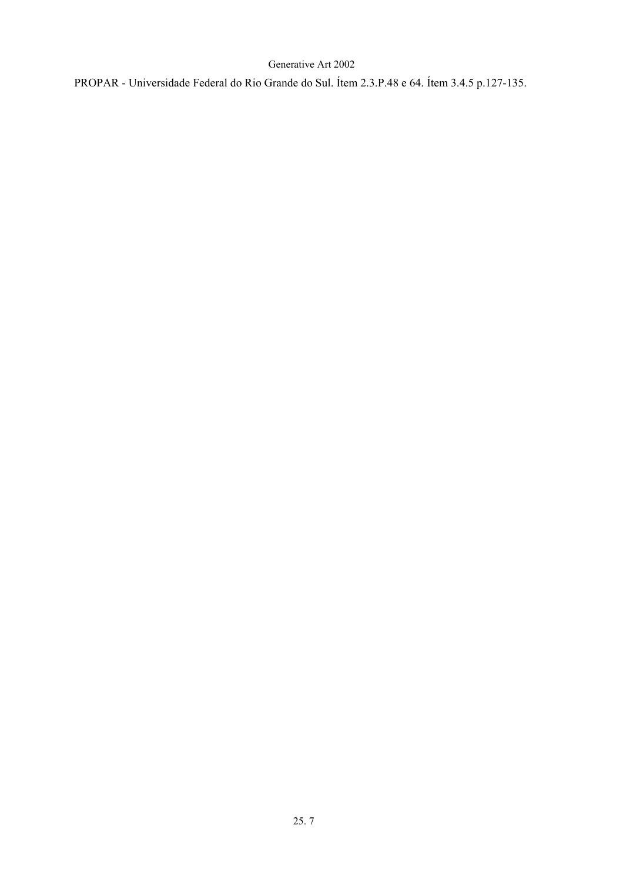PROPAR - Universidade Federal do Rio Grande do Sul. Ítem 2.3.P.48 e 64. Ítem 3.4.5 p.127-135.